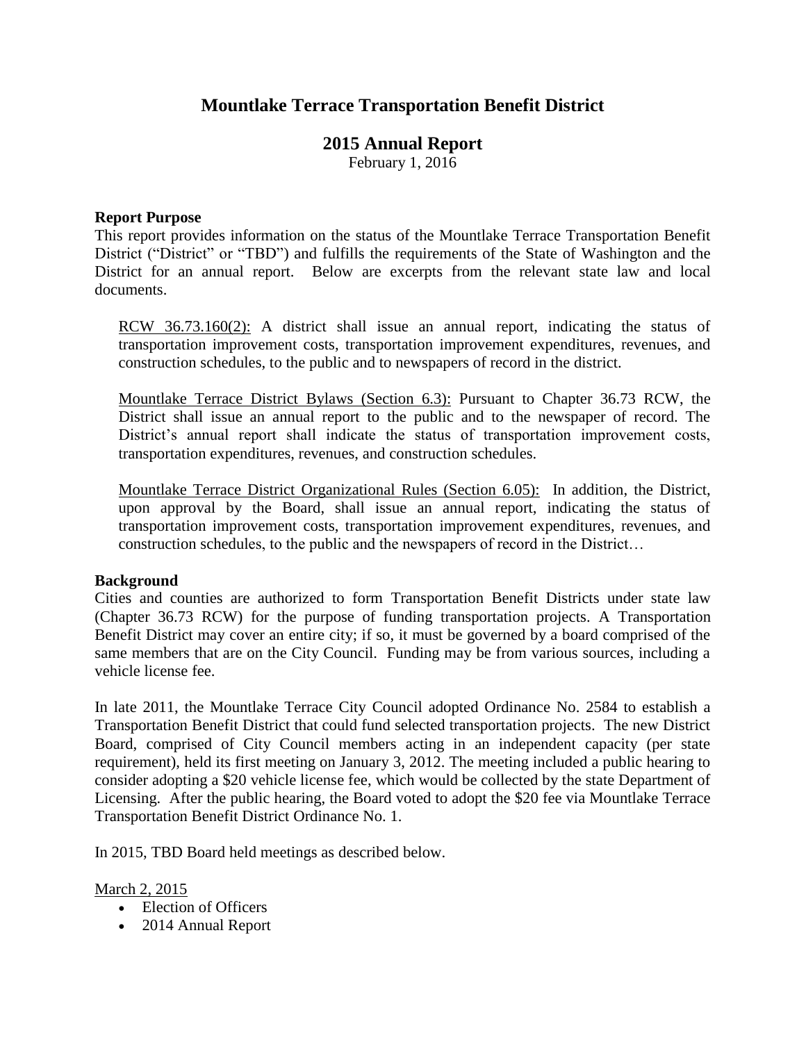# Mountlake Terrace Transportation Benefit District

## 2015 Annual Report

February 1, 2016

**Report Purpose**

This report provides information on the status of the Mountlake Terrace Transportation Benefit District ("District" or "TBD") and fulfills the requirements of the State of Washington and the District for an annual report. Below are excerpts from the relevant state law and local documents.

> RCW 36.73.160(2): A district shall issue an annual report, indicating the status of transportation improvement costs, transportation improvement expenditures, revenues, and construction schedules, to the public and to newspapers of record in the district.
>
> Mountlake Terrace District Bylaws (Section 6.3): Pursuant to Chapter 36.73 RCW, the District shall issue an annual report to the public and to the newspaper of record. The District's annual report shall indicate the status of transportation improvement costs, transportation expenditures, revenues, and construction schedules.
>
> Mountlake Terrace District Organizational Rules (Section 6.05): In addition, the District, upon approval by the Board, shall issue an annual report, indicating the status of transportation improvement costs, transportation improvement expenditures, revenues, and construction schedules, to the public and the newspapers of record in the District…

**Background**

Cities and counties are authorized to form Transportation Benefit Districts under state law (Chapter 36.73 RCW) for the purpose of funding transportation projects. A Transportation Benefit District may cover an entire city; if so, it must be governed by a board comprised of the same members that are on the City Council. Funding may be from various sources, including a vehicle license fee.

In late 2011, the Mountlake Terrace City Council adopted Ordinance No. 2584 to establish a Transportation Benefit District that could fund selected transportation projects. The new District Board, comprised of City Council members acting in an independent capacity (per state requirement), held its first meeting on January 3, 2012. The meeting included a public hearing to consider adopting a $20 vehicle license fee, which would be collected by the state Department of Licensing. After the public hearing, the Board voted to adopt the $20 fee via Mountlake Terrace Transportation Benefit District Ordinance No. 1.

In 2015, TBD Board held meetings as described below.

March 2, 2015

- Election of Officers
- 2014 Annual Report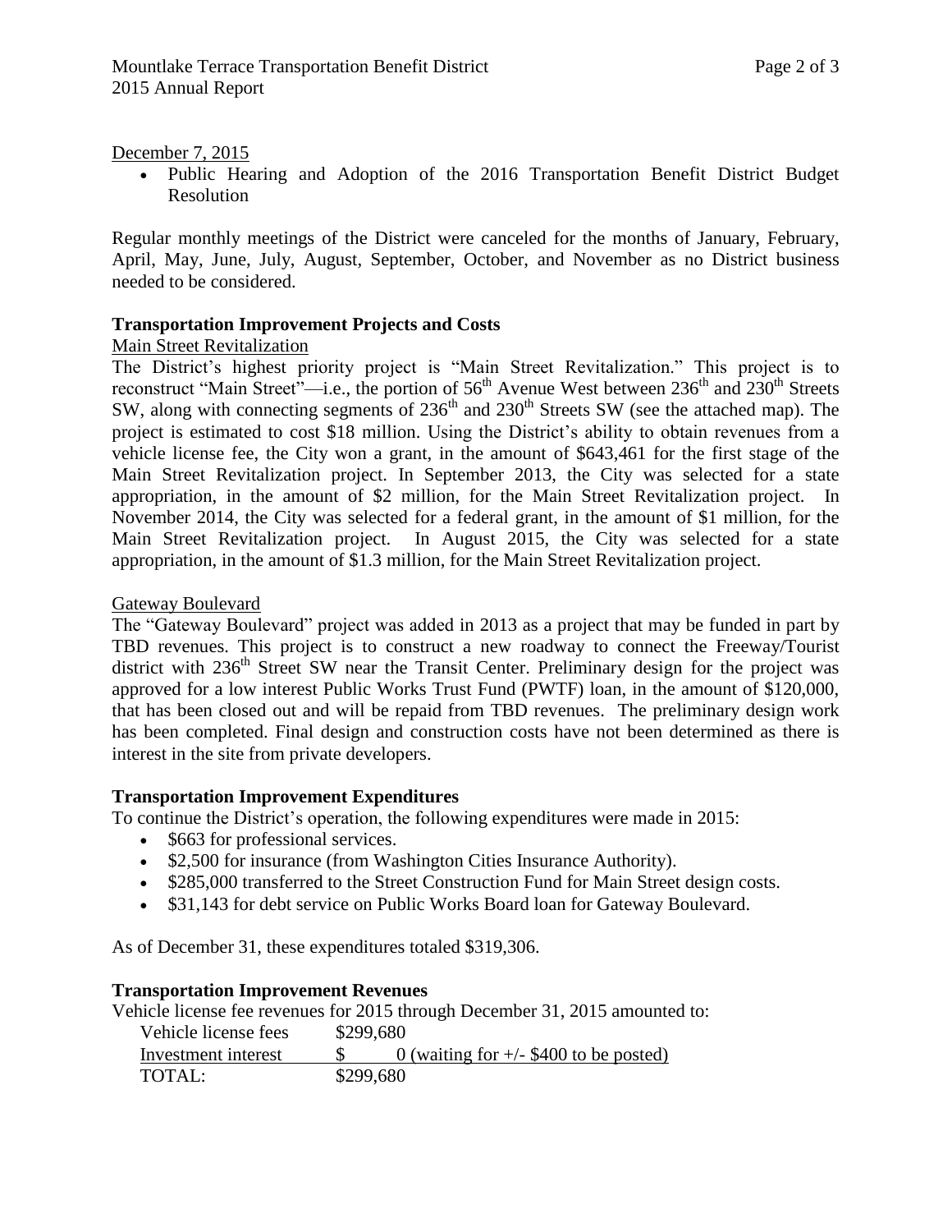December 7, 2015

- Public Hearing and Adoption of the 2016 Transportation Benefit District Budget Resolution

Regular monthly meetings of the District were canceled for the months of January, February, April, May, June, July, August, September, October, and November as no District business needed to be considered.

**Transportation Improvement Projects and Costs**

Main Street Revitalization

The District's highest priority project is "Main Street Revitalization." This project is to reconstruct "Main Street"—i.e., the portion of 56th Avenue West between 236th and 230th Streets SW, along with connecting segments of 236th and 230th Streets SW (see the attached map). The project is estimated to cost $18 million. Using the District's ability to obtain revenues from a vehicle license fee, the City won a grant, in the amount of $643,461 for the first stage of the Main Street Revitalization project. In September 2013, the City was selected for a state appropriation, in the amount of $2 million, for the Main Street Revitalization project. In November 2014, the City was selected for a federal grant, in the amount of $1 million, for the Main Street Revitalization project. In August 2015, the City was selected for a state appropriation, in the amount of $1.3 million, for the Main Street Revitalization project.

Gateway Boulevard

The "Gateway Boulevard" project was added in 2013 as a project that may be funded in part by TBD revenues. This project is to construct a new roadway to connect the Freeway/Tourist district with 236th Street SW near the Transit Center. Preliminary design for the project was approved for a low interest Public Works Trust Fund (PWTF) loan, in the amount of $120,000, that has been closed out and will be repaid from TBD revenues. The preliminary design work has been completed. Final design and construction costs have not been determined as there is interest in the site from private developers.

**Transportation Improvement Expenditures**

To continue the District's operation, the following expenditures were made in 2015:

- $663 for professional services.
- $2,500 for insurance (from Washington Cities Insurance Authority).
- $285,000 transferred to the Street Construction Fund for Main Street design costs.
- $31,143 for debt service on Public Works Board loan for Gateway Boulevard.

As of December 31, these expenditures totaled $319,306.

**Transportation Improvement Revenues**

Vehicle license fee revenues for 2015 through December 31, 2015 amounted to:

| | |
|---|---|
| Vehicle license fees | $299,680 |
| Investment interest | $ 0 (waiting for +/- $400 to be posted) |
| TOTAL: | $299,680 |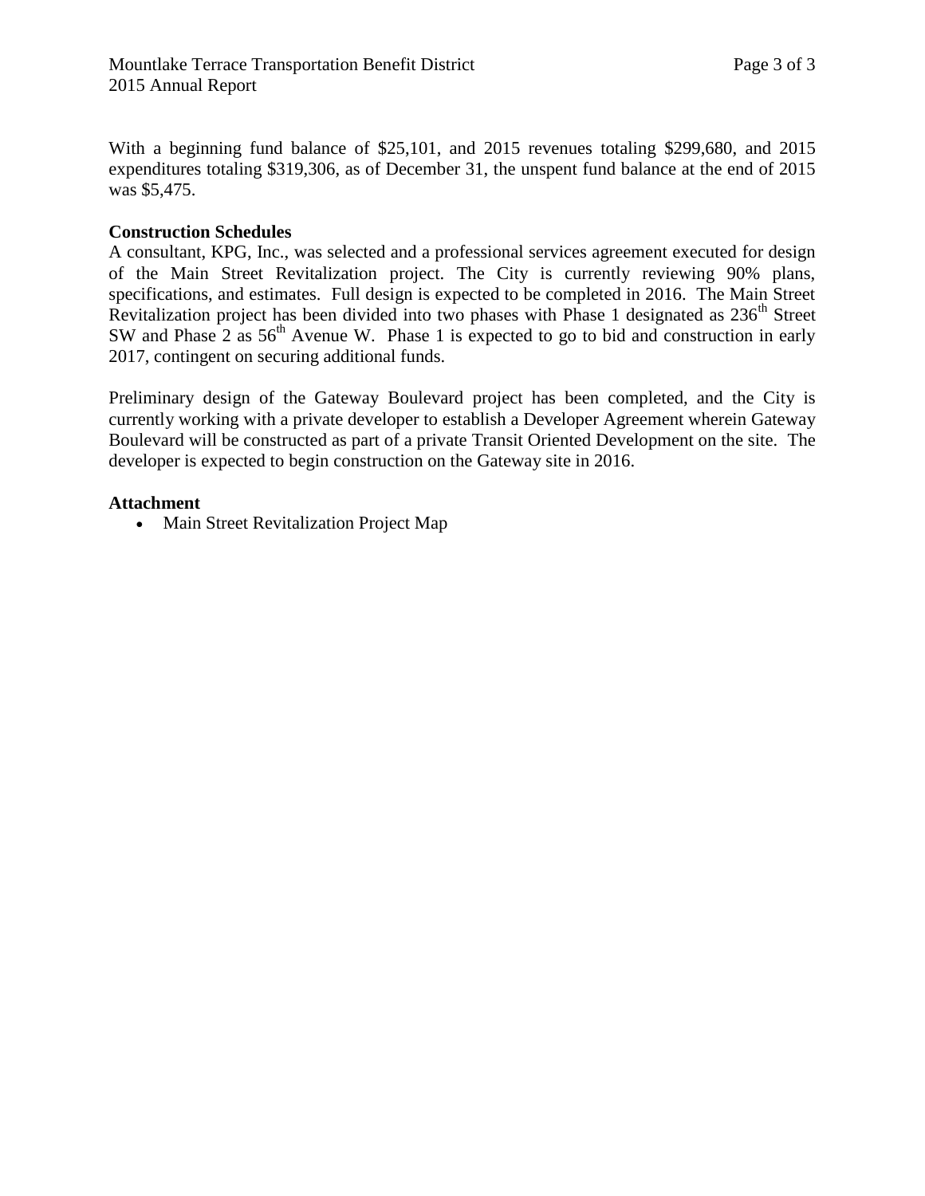With a beginning fund balance of $25,101, and 2015 revenues totaling $299,680, and 2015 expenditures totaling $319,306, as of December 31, the unspent fund balance at the end of 2015 was $5,475.

**Construction Schedules**

A consultant, KPG, Inc., was selected and a professional services agreement executed for design of the Main Street Revitalization project. The City is currently reviewing 90% plans, specifications, and estimates. Full design is expected to be completed in 2016. The Main Street Revitalization project has been divided into two phases with Phase 1 designated as 236th Street SW and Phase 2 as 56th Avenue W. Phase 1 is expected to go to bid and construction in early 2017, contingent on securing additional funds.

Preliminary design of the Gateway Boulevard project has been completed, and the City is currently working with a private developer to establish a Developer Agreement wherein Gateway Boulevard will be constructed as part of a private Transit Oriented Development on the site. The developer is expected to begin construction on the Gateway site in 2016.

**Attachment**

- Main Street Revitalization Project Map